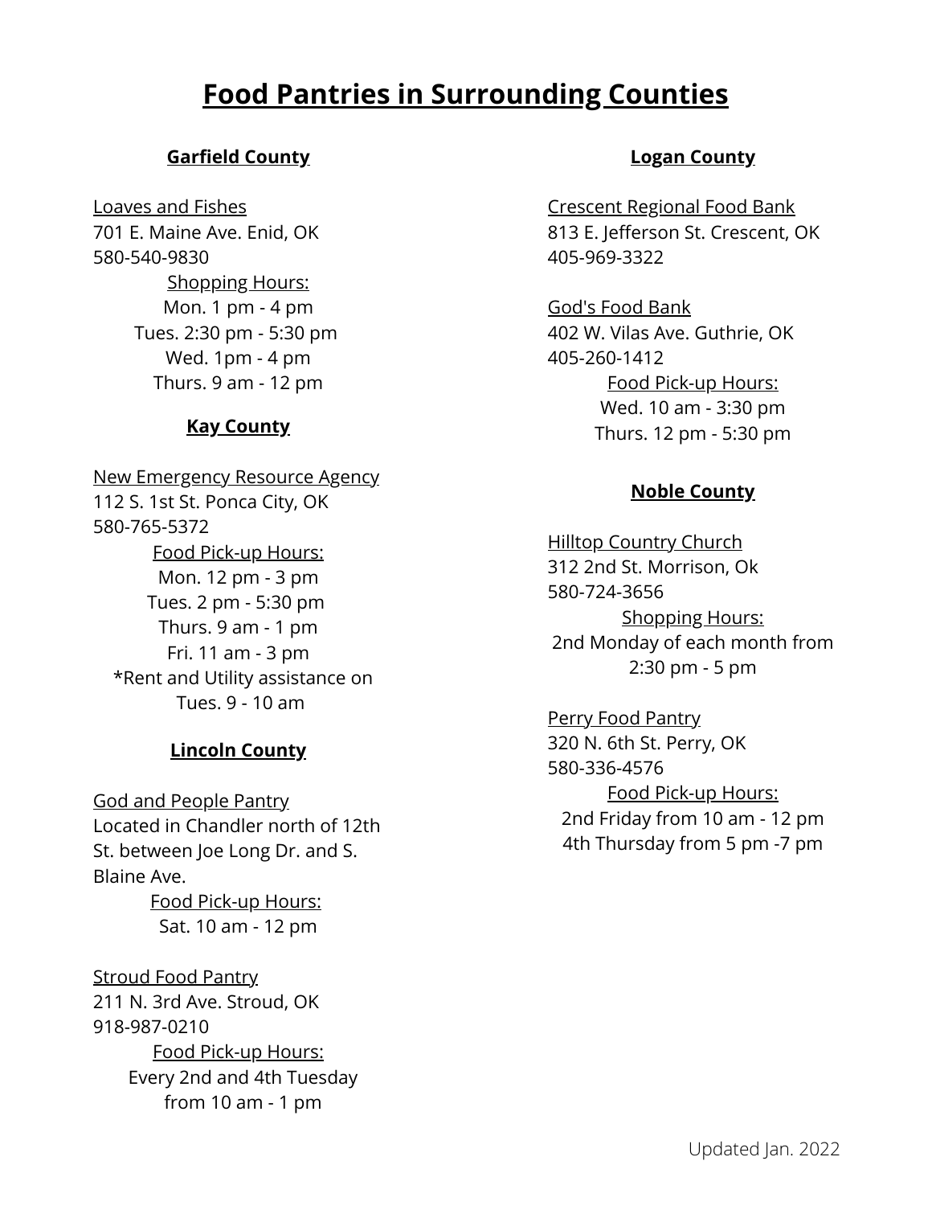# Food Pantries in Surrounding Counties

## Garfield County

Loaves and Fishes
701 E. Maine Ave. Enid, OK
580-540-9830

Shopping Hours:
Mon. 1 pm - 4 pm
Tues. 2:30 pm - 5:30 pm
Wed. 1pm - 4 pm
Thurs. 9 am - 12 pm

## Kay County

New Emergency Resource Agency
112 S. 1st St. Ponca City, OK
580-765-5372

Food Pick-up Hours:
Mon. 12 pm - 3 pm
Tues. 2 pm - 5:30 pm
Thurs. 9 am - 1 pm
Fri. 11 am - 3 pm
*Rent and Utility assistance on Tues. 9 - 10 am

## Lincoln County

God and People Pantry
Located in Chandler north of 12th St. between Joe Long Dr. and S. Blaine Ave.

Food Pick-up Hours:
Sat. 10 am - 12 pm

Stroud Food Pantry
211 N. 3rd Ave. Stroud, OK
918-987-0210

Food Pick-up Hours:
Every 2nd and 4th Tuesday from 10 am - 1 pm

## Logan County

Crescent Regional Food Bank
813 E. Jefferson St. Crescent, OK
405-969-3322

God's Food Bank
402 W. Vilas Ave. Guthrie, OK
405-260-1412

Food Pick-up Hours:
Wed. 10 am - 3:30 pm
Thurs. 12 pm - 5:30 pm

## Noble County

Hilltop Country Church
312 2nd St. Morrison, Ok
580-724-3656

Shopping Hours:
2nd Monday of each month from 2:30 pm - 5 pm

Perry Food Pantry
320 N. 6th St. Perry, OK
580-336-4576

Food Pick-up Hours:
2nd Friday from 10 am - 12 pm
4th Thursday from 5 pm -7 pm

Updated Jan. 2022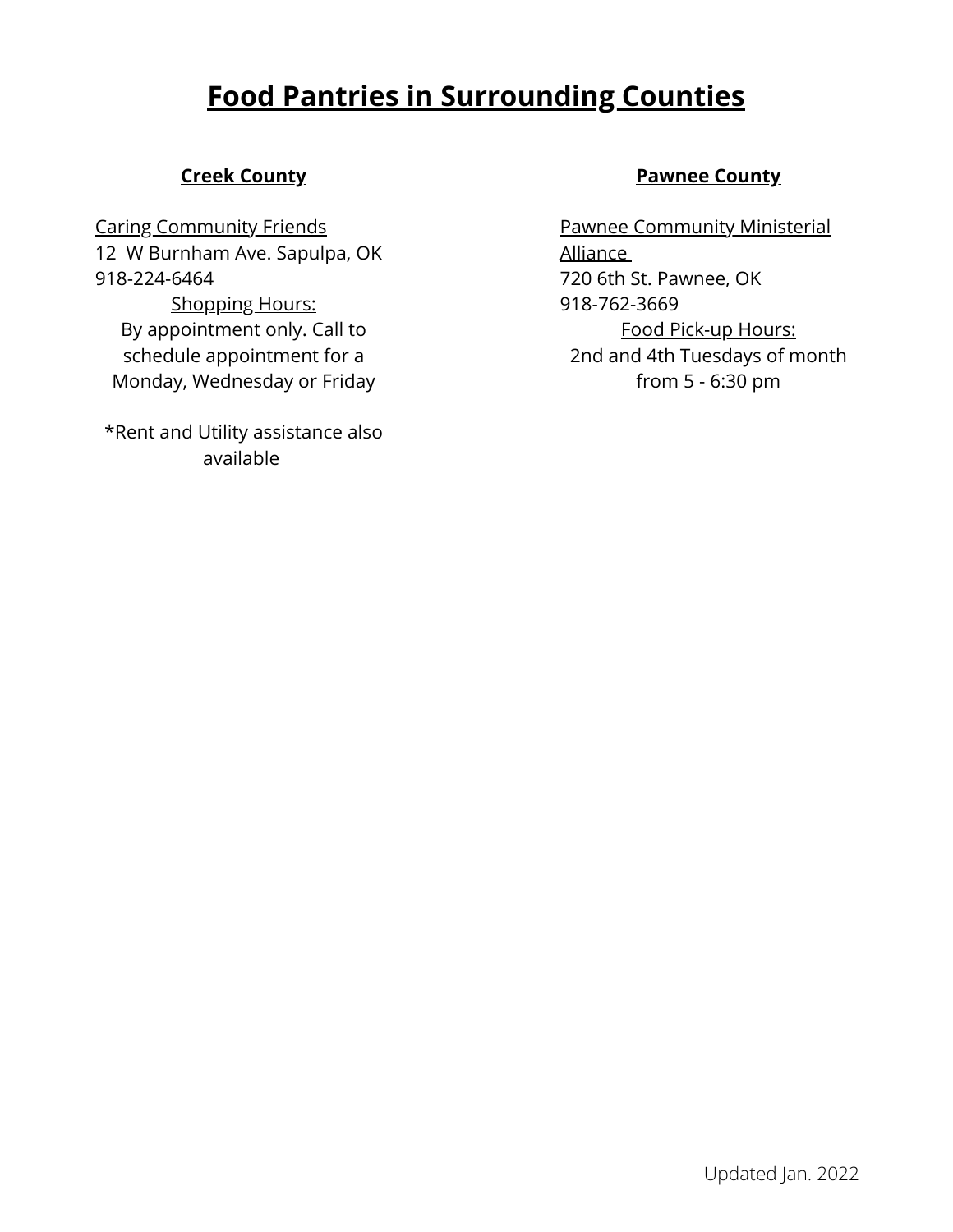# Food Pantries in Surrounding Counties

## Creek County

Caring Community Friends
12 W Burnham Ave. Sapulpa, OK
918-224-6464
Shopping Hours:
By appointment only. Call to schedule appointment for a Monday, Wednesday or Friday

*Rent and Utility assistance also available

## Pawnee County

Pawnee Community Ministerial Alliance
720 6th St. Pawnee, OK
918-762-3669
Food Pick-up Hours:
2nd and 4th Tuesdays of month from 5 - 6:30 pm

Updated Jan. 2022